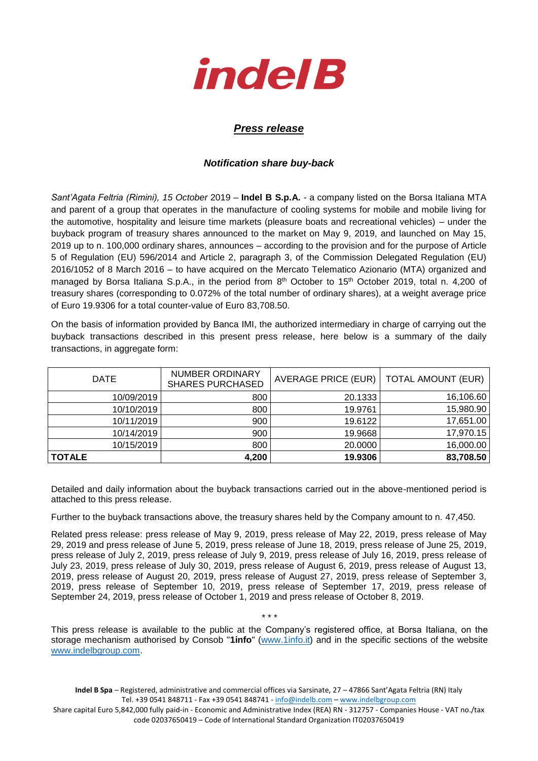# indel B

## *Press release*

### *Notification share buy-back*

*Sant'Agata Feltria (Rimini), 15 October* 2019 – **Indel B S.p.A.** - a company listed on the Borsa Italiana MTA and parent of a group that operates in the manufacture of cooling systems for mobile and mobile living for the automotive, hospitality and leisure time markets (pleasure boats and recreational vehicles) – under the buyback program of treasury shares announced to the market on May 9, 2019, and launched on May 15, 2019 up to n. 100,000 ordinary shares, announces – according to the provision and for the purpose of Article 5 of Regulation (EU) 596/2014 and Article 2, paragraph 3, of the Commission Delegated Regulation (EU) 2016/1052 of 8 March 2016 – to have acquired on the Mercato Telematico Azionario (MTA) organized and managed by Borsa Italiana S.p.A., in the period from 8th October to 15th October 2019, total n. 4,200 of treasury shares (corresponding to 0.072% of the total number of ordinary shares), at a weight average price of Euro 19.9306 for a total counter-value of Euro 83,708.50.

On the basis of information provided by Banca IMI, the authorized intermediary in charge of carrying out the buyback transactions described in this present press release, here below is a summary of the daily transactions, in aggregate form:

| DATE | NUMBER ORDINARY SHARES PURCHASED | AVERAGE PRICE (EUR) | TOTAL AMOUNT (EUR) |
|---|---|---|---|
| 10/09/2019 | 800 | 20.1333 | 16,106.60 |
| 10/10/2019 | 800 | 19.9761 | 15,980.90 |
| 10/11/2019 | 900 | 19.6122 | 17,651.00 |
| 10/14/2019 | 900 | 19.9668 | 17,970.15 |
| 10/15/2019 | 800 | 20.0000 | 16,000.00 |
| **TOTALE** | **4,200** | **19.9306** | **83,708.50** |

Detailed and daily information about the buyback transactions carried out in the above-mentioned period is attached to this press release.

Further to the buyback transactions above, the treasury shares held by the Company amount to n. 47,450.

Related press release: press release of May 9, 2019, press release of May 22, 2019, press release of May 29, 2019 and press release of June 5, 2019, press release of June 18, 2019, press release of June 25, 2019, press release of July 2, 2019, press release of July 9, 2019, press release of July 16, 2019, press release of July 23, 2019, press release of July 30, 2019, press release of August 6, 2019, press release of August 13, 2019, press release of August 20, 2019, press release of August 27, 2019, press release of September 3, 2019, press release of September 10, 2019, press release of September 17, 2019, press release of September 24, 2019, press release of October 1, 2019 and press release of October 8, 2019.

\* \* \*

This press release is available to the public at the Company's registered office, at Borsa Italiana, on the storage mechanism authorised by Consob "**1info**" (www.1info.it) and in the specific sections of the website www.indelbgroup.com.

**Indel B Spa** – Registered, administrative and commercial offices via Sarsinate, 27 – 47866 Sant'Agata Feltria (RN) Italy
Tel. +39 0541 848711 - Fax +39 0541 848741 - info@indelb.com – www.indelbgroup.com
Share capital Euro 5,842,000 fully paid-in - Economic and Administrative Index (REA) RN - 312757 - Companies House - VAT no./tax code 02037650419 – Code of International Standard Organization IT02037650419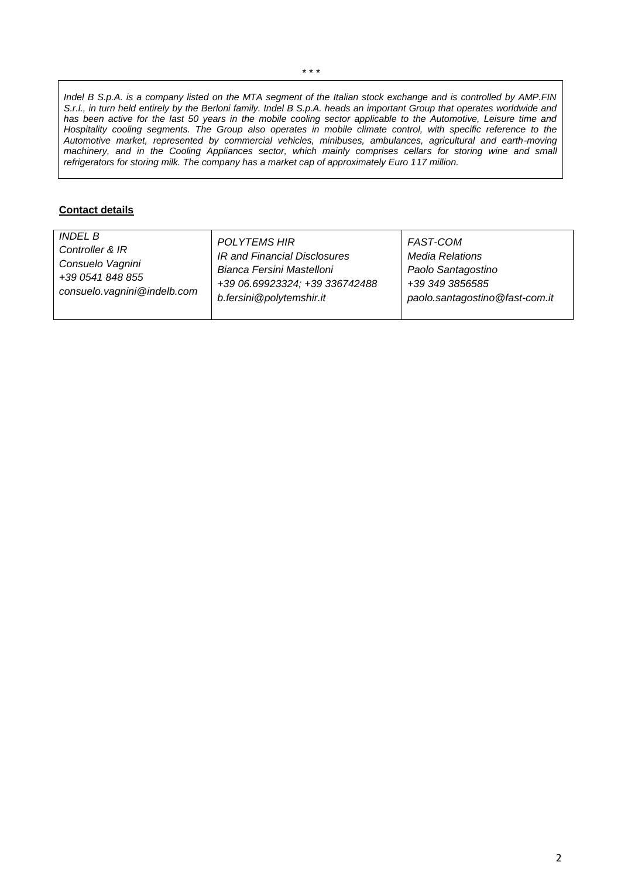\* \* \*

*Indel B S.p.A. is a company listed on the MTA segment of the Italian stock exchange and is controlled by AMP.FIN S.r.l., in turn held entirely by the Berloni family. Indel B S.p.A. heads an important Group that operates worldwide and has been active for the last 50 years in the mobile cooling sector applicable to the Automotive, Leisure time and Hospitality cooling segments. The Group also operates in mobile climate control, with specific reference to the Automotive market, represented by commercial vehicles, minibuses, ambulances, agricultural and earth-moving machinery, and in the Cooling Appliances sector, which mainly comprises cellars for storing wine and small refrigerators for storing milk. The company has a market cap of approximately Euro 117 million.*

**Contact details**

| *INDEL B*<br>*Controller & IR*<br>*Consuelo Vagnini*<br>*+39 0541 848 855*<br>*consuelo.vagnini@indelb.com* | *POLYTEMS HIR*<br>*IR and Financial Disclosures*<br>*Bianca Fersini Mastelloni*<br>*+39 06.69923324; +39 336742488*<br>*b.fersini@polytemshir.it* | *FAST-COM*<br>*Media Relations*<br>*Paolo Santagostino*<br>*+39 349 3856585*<br>*paolo.santagostino@fast-com.it* |
|---|---|---|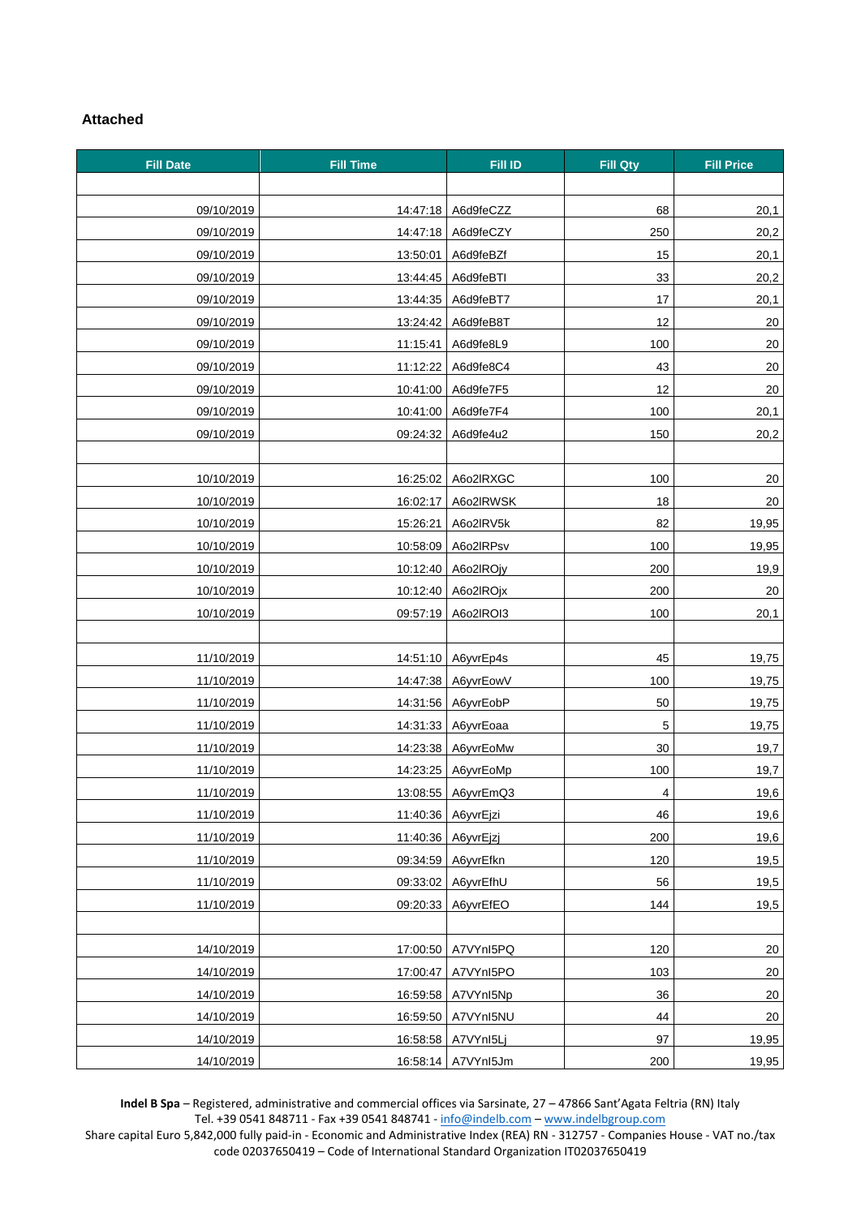### Attached

| Fill Date | Fill Time | Fill ID | Fill Qty | Fill Price |
|---|---|---|---|---|
| | | | | |
| 09/10/2019 | 14:47:18 | A6d9feCZZ | 68 | 20,1 |
| 09/10/2019 | 14:47:18 | A6d9feCZY | 250 | 20,2 |
| 09/10/2019 | 13:50:01 | A6d9feBZf | 15 | 20,1 |
| 09/10/2019 | 13:44:45 | A6d9feBTI | 33 | 20,2 |
| 09/10/2019 | 13:44:35 | A6d9feBT7 | 17 | 20,1 |
| 09/10/2019 | 13:24:42 | A6d9feB8T | 12 | 20 |
| 09/10/2019 | 11:15:41 | A6d9fe8L9 | 100 | 20 |
| 09/10/2019 | 11:12:22 | A6d9fe8C4 | 43 | 20 |
| 09/10/2019 | 10:41:00 | A6d9fe7F5 | 12 | 20 |
| 09/10/2019 | 10:41:00 | A6d9fe7F4 | 100 | 20,1 |
| 09/10/2019 | 09:24:32 | A6d9fe4u2 | 150 | 20,2 |
| | | | | |
| 10/10/2019 | 16:25:02 | A6o2lRXGC | 100 | 20 |
| 10/10/2019 | 16:02:17 | A6o2lRWSK | 18 | 20 |
| 10/10/2019 | 15:26:21 | A6o2lRV5k | 82 | 19,95 |
| 10/10/2019 | 10:58:09 | A6o2lRPsv | 100 | 19,95 |
| 10/10/2019 | 10:12:40 | A6o2lROjy | 200 | 19,9 |
| 10/10/2019 | 10:12:40 | A6o2lROjx | 200 | 20 |
| 10/10/2019 | 09:57:19 | A6o2lROI3 | 100 | 20,1 |
| | | | | |
| 11/10/2019 | 14:51:10 | A6yvrEp4s | 45 | 19,75 |
| 11/10/2019 | 14:47:38 | A6yvrEowV | 100 | 19,75 |
| 11/10/2019 | 14:31:56 | A6yvrEobP | 50 | 19,75 |
| 11/10/2019 | 14:31:33 | A6yvrEoaa | 5 | 19,75 |
| 11/10/2019 | 14:23:38 | A6yvrEoMw | 30 | 19,7 |
| 11/10/2019 | 14:23:25 | A6yvrEoMp | 100 | 19,7 |
| 11/10/2019 | 13:08:55 | A6yvrEmQ3 | 4 | 19,6 |
| 11/10/2019 | 11:40:36 | A6yvrEjzi | 46 | 19,6 |
| 11/10/2019 | 11:40:36 | A6yvrEjzj | 200 | 19,6 |
| 11/10/2019 | 09:34:59 | A6yvrEfkn | 120 | 19,5 |
| 11/10/2019 | 09:33:02 | A6yvrEfhU | 56 | 19,5 |
| 11/10/2019 | 09:20:33 | A6yvrEfEO | 144 | 19,5 |
| | | | | |
| 14/10/2019 | 17:00:50 | A7VYnI5PQ | 120 | 20 |
| 14/10/2019 | 17:00:47 | A7VYnI5PO | 103 | 20 |
| 14/10/2019 | 16:59:58 | A7VYnI5Np | 36 | 20 |
| 14/10/2019 | 16:59:50 | A7VYnI5NU | 44 | 20 |
| 14/10/2019 | 16:58:58 | A7VYnI5Lj | 97 | 19,95 |
| 14/10/2019 | 16:58:14 | A7VYnI5Jm | 200 | 19,95 |

**Indel B Spa** – Registered, administrative and commercial offices via Sarsinate, 27 – 47866 Sant'Agata Feltria (RN) Italy
Tel. +39 0541 848711 - Fax +39 0541 848741 - info@indelb.com – www.indelbgroup.com
Share capital Euro 5,842,000 fully paid-in - Economic and Administrative Index (REA) RN - 312757 - Companies House - VAT no./tax code 02037650419 – Code of International Standard Organization IT02037650419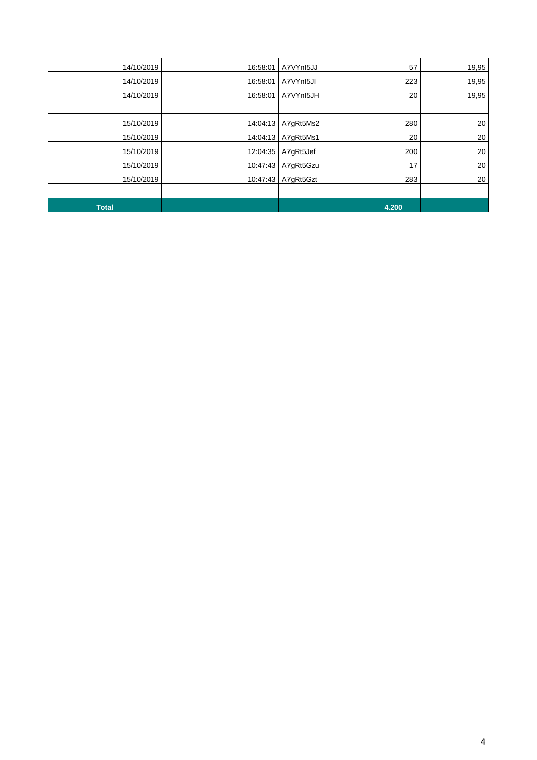| | | | | |
|---|---|---|---|---|
| 14/10/2019 | 16:58:01 | A7VYnI5JJ | 57 | 19,95 |
| 14/10/2019 | 16:58:01 | A7VYnI5JI | 223 | 19,95 |
| 14/10/2019 | 16:58:01 | A7VYnI5JH | 20 | 19,95 |
| | | | | |
| 15/10/2019 | 14:04:13 | A7gRt5Ms2 | 280 | 20 |
| 15/10/2019 | 14:04:13 | A7gRt5Ms1 | 20 | 20 |
| 15/10/2019 | 12:04:35 | A7gRt5Jef | 200 | 20 |
| 15/10/2019 | 10:47:43 | A7gRt5Gzu | 17 | 20 |
| 15/10/2019 | 10:47:43 | A7gRt5Gzt | 283 | 20 |
| | | | | |
| **Total** | | | **4.200** | |